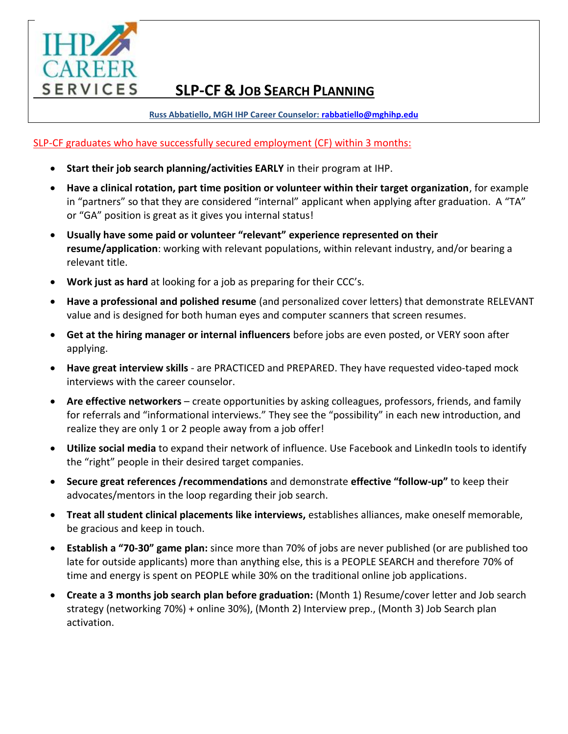IHP CAREER SERVICES

# SLP-CF & Job Search Planning

**Russ Abbatiello, MGH IHP Career Counselor: rabbatiello@mghihp.edu**

SLP-CF graduates who have successfully secured employment (CF) within 3 months:

- **Start their job search planning/activities EARLY** in their program at IHP.
- **Have a clinical rotation, part time position or volunteer within their target organization**, for example in "partners" so that they are considered "internal" applicant when applying after graduation. A "TA" or "GA" position is great as it gives you internal status!
- **Usually have some paid or volunteer "relevant" experience represented on their resume/application**: working with relevant populations, within relevant industry, and/or bearing a relevant title.
- **Work just as hard** at looking for a job as preparing for their CCC's.
- **Have a professional and polished resume** (and personalized cover letters) that demonstrate RELEVANT value and is designed for both human eyes and computer scanners that screen resumes.
- **Get at the hiring manager or internal influencers** before jobs are even posted, or VERY soon after applying.
- **Have great interview skills** - are PRACTICED and PREPARED. They have requested video-taped mock interviews with the career counselor.
- **Are effective networkers** – create opportunities by asking colleagues, professors, friends, and family for referrals and "informational interviews." They see the "possibility" in each new introduction, and realize they are only 1 or 2 people away from a job offer!
- **Utilize social media** to expand their network of influence. Use Facebook and LinkedIn tools to identify the "right" people in their desired target companies.
- **Secure great references /recommendations** and demonstrate **effective "follow-up"** to keep their advocates/mentors in the loop regarding their job search.
- **Treat all student clinical placements like interviews,** establishes alliances, make oneself memorable, be gracious and keep in touch.
- **Establish a "70-30" game plan:** since more than 70% of jobs are never published (or are published too late for outside applicants) more than anything else, this is a PEOPLE SEARCH and therefore 70% of time and energy is spent on PEOPLE while 30% on the traditional online job applications.
- **Create a 3 months job search plan before graduation:** (Month 1) Resume/cover letter and Job search strategy (networking 70%) + online 30%), (Month 2) Interview prep., (Month 3) Job Search plan activation.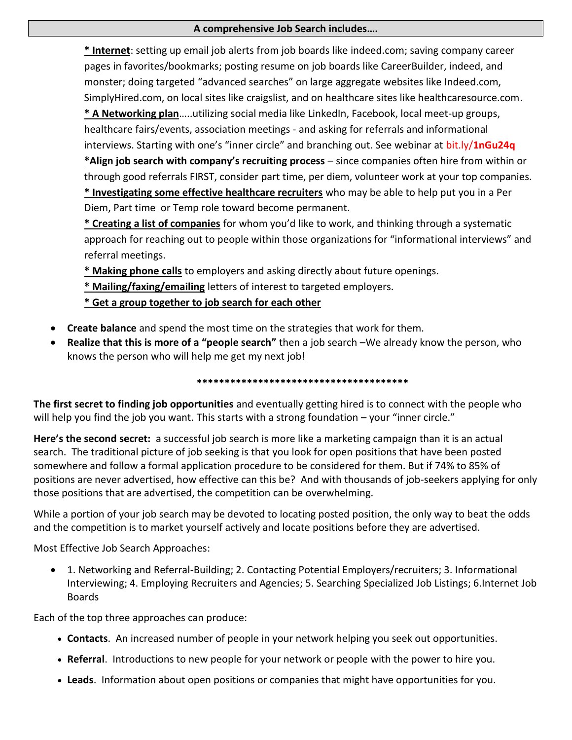**A comprehensive Job Search includes….**

**<u>* Internet</u>**: setting up email job alerts from job boards like indeed.com; saving company career pages in favorites/bookmarks; posting resume on job boards like CareerBuilder, indeed, and monster; doing targeted "advanced searches" on large aggregate websites like Indeed.com, SimplyHired.com, on local sites like craigslist, and on healthcare sites like healthcaresource.com.

**<u>* A Networking plan</u>**…..utilizing social media like LinkedIn, Facebook, local meet-up groups, healthcare fairs/events, association meetings - and asking for referrals and informational interviews. Starting with one's "inner circle" and branching out. See webinar at bit.ly/**1nGu24q**

**<u>*Align job search with company's recruiting process</u>** – since companies often hire from within or through good referrals FIRST, consider part time, per diem, volunteer work at your top companies.

**<u>* Investigating some effective healthcare recruiters</u>** who may be able to help put you in a Per Diem, Part time or Temp role toward become permanent.

**<u>* Creating a list of companies</u>** for whom you'd like to work, and thinking through a systematic approach for reaching out to people within those organizations for "informational interviews" and referral meetings.

**<u>* Making phone calls</u>** to employers and asking directly about future openings.

**<u>* Mailing/faxing/emailing</u>** letters of interest to targeted employers.

**<u>* Get a group together to job search for each other</u>**

- **Create balance** and spend the most time on the strategies that work for them.
- **Realize that this is more of a "people search"** then a job search –We already know the person, who knows the person who will help me get my next job!

***************************************

**The first secret to finding job opportunities** and eventually getting hired is to connect with the people who will help you find the job you want. This starts with a strong foundation – your "inner circle."

**Here's the second secret:** a successful job search is more like a marketing campaign than it is an actual search. The traditional picture of job seeking is that you look for open positions that have been posted somewhere and follow a formal application procedure to be considered for them. But if 74% to 85% of positions are never advertised, how effective can this be? And with thousands of job-seekers applying for only those positions that are advertised, the competition can be overwhelming.

While a portion of your job search may be devoted to locating posted position, the only way to beat the odds and the competition is to market yourself actively and locate positions before they are advertised.

Most Effective Job Search Approaches:

- 1. Networking and Referral-Building; 2. Contacting Potential Employers/recruiters; 3. Informational Interviewing; 4. Employing Recruiters and Agencies; 5. Searching Specialized Job Listings; 6.Internet Job Boards

Each of the top three approaches can produce:

- **Contacts**. An increased number of people in your network helping you seek out opportunities.
- **Referral**. Introductions to new people for your network or people with the power to hire you.
- **Leads**. Information about open positions or companies that might have opportunities for you.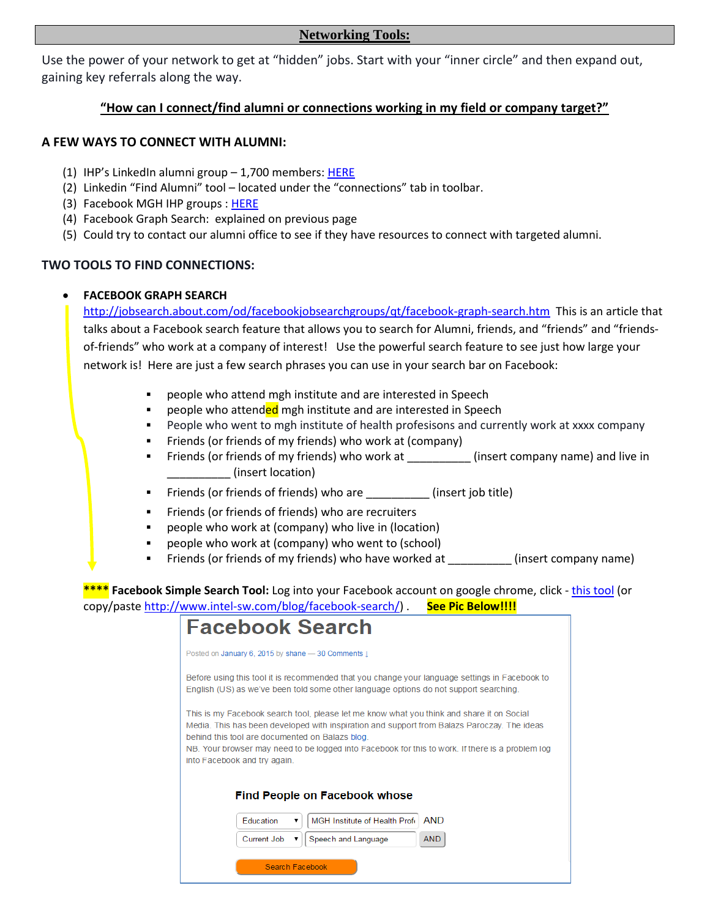## Networking Tools:

Use the power of your network to get at "hidden" jobs. Start with your "inner circle" and then expand out, gaining key referrals along the way.

**"How can I connect/find alumni or connections working in my field or company target?"**

### A FEW WAYS TO CONNECT WITH ALUMNI:

(1) IHP's LinkedIn alumni group – 1,700 members: HERE
(2) Linkedin "Find Alumni" tool – located under the "connections" tab in toolbar.
(3) Facebook MGH IHP groups : HERE
(4) Facebook Graph Search: explained on previous page
(5) Could try to contact our alumni office to see if they have resources to connect with targeted alumni.

### TWO TOOLS TO FIND CONNECTIONS:

- **FACEBOOK GRAPH SEARCH**
  http://jobsearch.about.com/od/facebookjobsearchgroups/qt/facebook-graph-search.htm This is an article that talks about a Facebook search feature that allows you to search for Alumni, friends, and "friends" and "friends-of-friends" who work at a company of interest! Use the powerful search feature to see just how large your network is! Here are just a few search phrases you can use in your search bar on Facebook:
  - people who attend mgh institute and are interested in Speech
  - people who attended mgh institute and are interested in Speech
  - People who went to mgh institute of health profesisons and currently work at xxxx company
  - Friends (or friends of my friends) who work at (company)
  - Friends (or friends of my friends) who work at __________ (insert company name) and live in __________ (insert location)
  - Friends (or friends of friends) who are __________ (insert job title)
  - Friends (or friends of friends) who are recruiters
  - people who work at (company) who live in (location)
  - people who work at (company) who went to (school)
  - Friends (or friends of my friends) who have worked at __________ (insert company name)

**** **Facebook Simple Search Tool:** Log into your Facebook account on google chrome, click - this tool (or copy/paste http://www.intel-sw.com/blog/facebook-search/) . **See Pic Below!!!!**

# Facebook Search

Posted on January 6, 2015 by shane — 30 Comments ↓

Before using this tool it is recommended that you change your language settings in Facebook to English (US) as we've been told some other language options do not support searching.

This is my Facebook search tool, please let me know what you think and share it on Social Media. This has been developed with inspiration and support from Balazs Paroczay. The ideas behind this tool are documented on Balazs blog.
NB. Your browser may need to be logged into Facebook for this to work. If there is a problem log into Facebook and try again.

**Find People on Facebook whose**

Education ▾ | MGH Institute of Health Profe | AND
Current Job ▾ | Speech and Language | AND

Search Facebook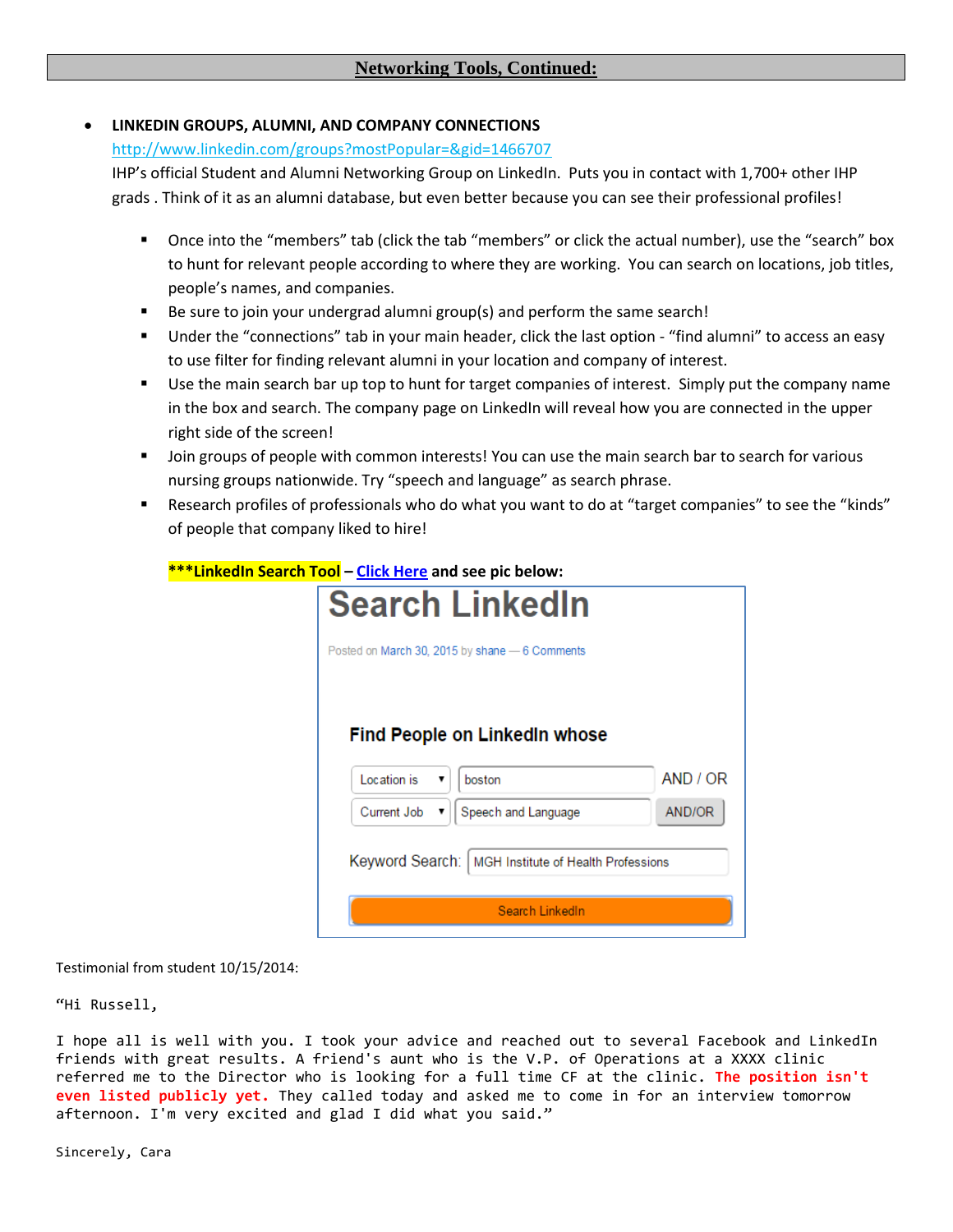## Networking Tools, Continued:

- **LINKEDIN GROUPS, ALUMNI, AND COMPANY CONNECTIONS**
  http://www.linkedin.com/groups?mostPopular=&gid=1466707
  IHP's official Student and Alumni Networking Group on LinkedIn. Puts you in contact with 1,700+ other IHP grads . Think of it as an alumni database, but even better because you can see their professional profiles!
  - Once into the "members" tab (click the tab "members" or click the actual number), use the "search" box to hunt for relevant people according to where they are working. You can search on locations, job titles, people's names, and companies.
  - Be sure to join your undergrad alumni group(s) and perform the same search!
  - Under the "connections" tab in your main header, click the last option - "find alumni" to access an easy to use filter for finding relevant alumni in your location and company of interest.
  - Use the main search bar up top to hunt for target companies of interest. Simply put the company name in the box and search. The company page on LinkedIn will reveal how you are connected in the upper right side of the screen!
  - Join groups of people with common interests! You can use the main search bar to search for various nursing groups nationwide. Try "speech and language" as search phrase.
  - Research profiles of professionals who do what you want to do at "target companies" to see the "kinds" of people that company liked to hire!

  **\*\*\*LinkedIn Search Tool – Click Here and see pic below:**

  **Search LinkedIn**

  Posted on March 30, 2015 by shane — 6 Comments

  **Find People on LinkedIn whose**

  | | | |
  |---|---|---|
  | Location is ▾ | boston | AND / OR |
  | Current Job ▾ | Speech and Language | AND/OR |

  Keyword Search: MGH Institute of Health Professions

  Search LinkedIn

Testimonial from student 10/15/2014:

"Hi Russell,

I hope all is well with you. I took your advice and reached out to several Facebook and LinkedIn friends with great results. A friend's aunt who is the V.P. of Operations at a XXXX clinic referred me to the Director who is looking for a full time CF at the clinic. **The position isn't even listed publicly yet.** They called today and asked me to come in for an interview tomorrow afternoon. I'm very excited and glad I did what you said."

Sincerely, Cara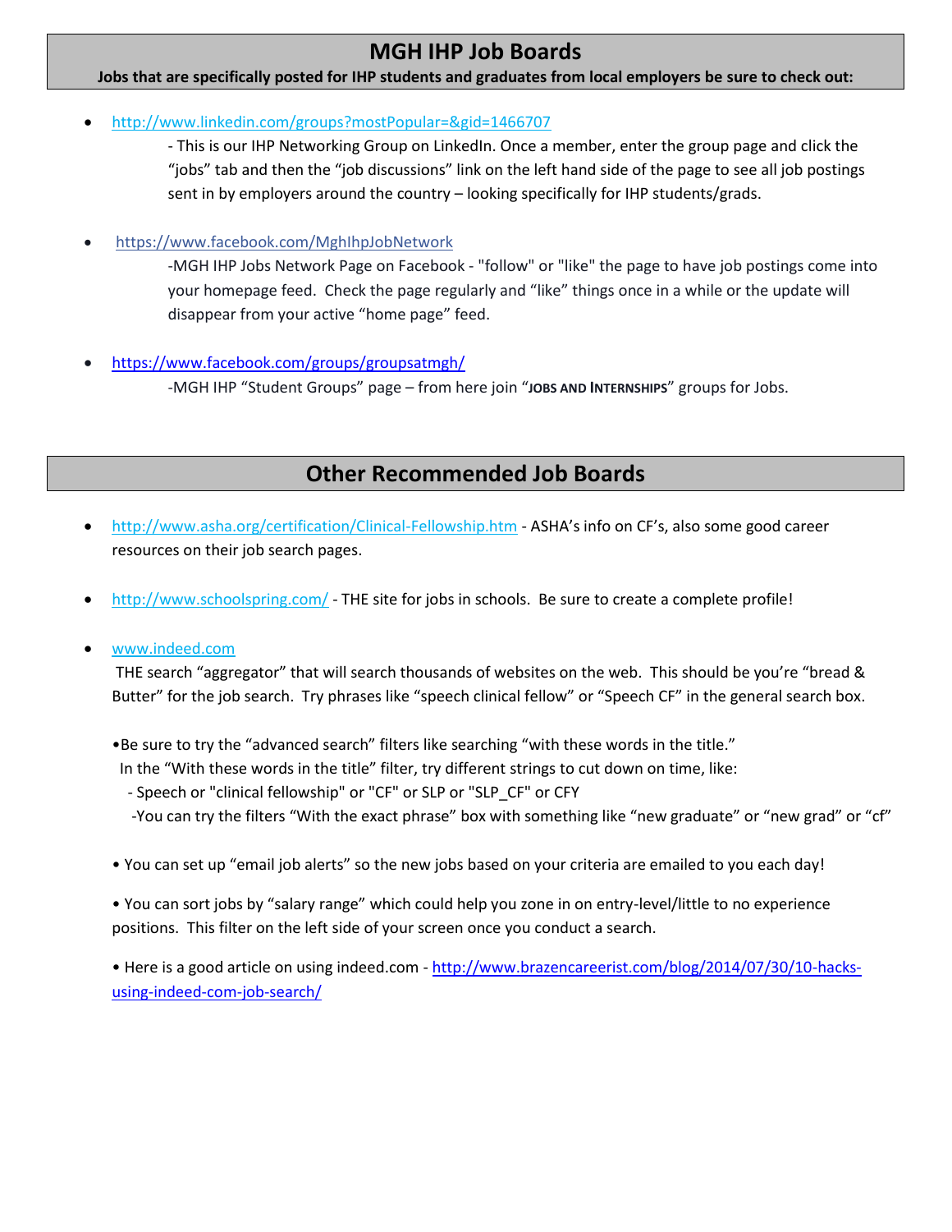## MGH IHP Job Boards

**Jobs that are specifically posted for IHP students and graduates from local employers be sure to check out:**

- http://www.linkedin.com/groups?mostPopular=&gid=1466707
  - This is our IHP Networking Group on LinkedIn. Once a member, enter the group page and click the "jobs" tab and then the "job discussions" link on the left hand side of the page to see all job postings sent in by employers around the country – looking specifically for IHP students/grads.

- https://www.facebook.com/MghIhpJobNetwork
  -MGH IHP Jobs Network Page on Facebook - "follow" or "like" the page to have job postings come into your homepage feed. Check the page regularly and "like" things once in a while or the update will disappear from your active "home page" feed.

- https://www.facebook.com/groups/groupsatmgh/
  -MGH IHP "Student Groups" page – from here join "**JOBS AND INTERNSHIPS**" groups for Jobs.

## Other Recommended Job Boards

- http://www.asha.org/certification/Clinical-Fellowship.htm - ASHA's info on CF's, also some good career resources on their job search pages.

- http://www.schoolspring.com/ - THE site for jobs in schools. Be sure to create a complete profile!

- www.indeed.com
  THE search "aggregator" that will search thousands of websites on the web. This should be you're "bread & Butter" for the job search. Try phrases like "speech clinical fellow" or "Speech CF" in the general search box.

  •Be sure to try the "advanced search" filters like searching "with these words in the title."
  In the "With these words in the title" filter, try different strings to cut down on time, like:
  - Speech or "clinical fellowship" or "CF" or SLP or "SLP_CF" or CFY
  -You can try the filters "With the exact phrase" box with something like "new graduate" or "new grad" or "cf"

  • You can set up "email job alerts" so the new jobs based on your criteria are emailed to you each day!

  • You can sort jobs by "salary range" which could help you zone in on entry-level/little to no experience positions. This filter on the left side of your screen once you conduct a search.

  • Here is a good article on using indeed.com - http://www.brazencareerist.com/blog/2014/07/30/10-hacks-using-indeed-com-job-search/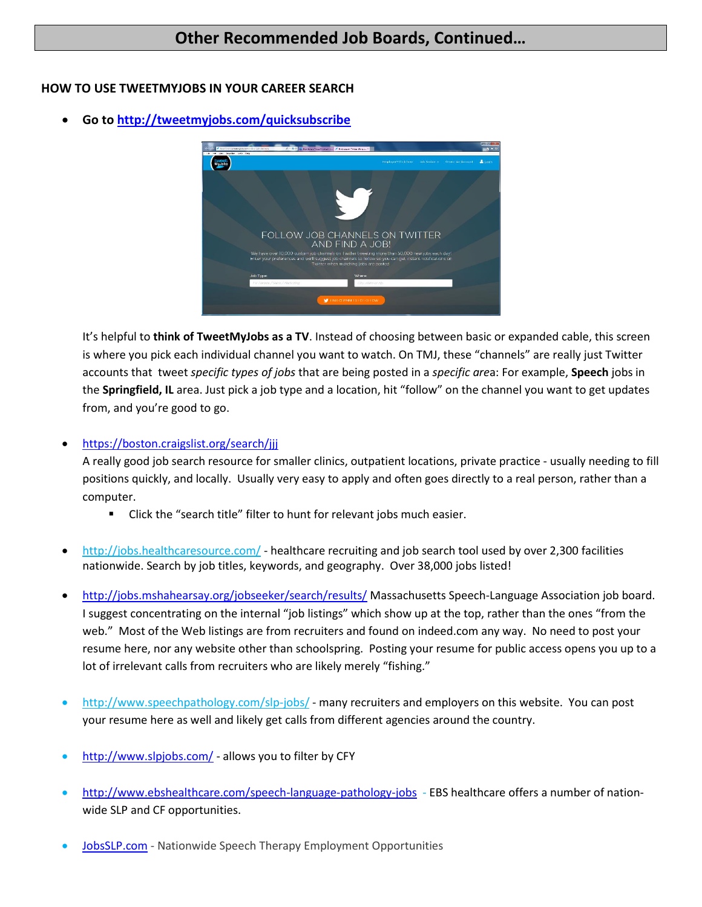# Other Recommended Job Boards, Continued…

**HOW TO USE TWEETMYJOBS IN YOUR CAREER SEARCH**

- **Go to [http://tweetmyjobs.com/quicksubscribe](http://tweetmyjobs.com/quicksubscribe)**

  It's helpful to **think of TweetMyJobs as a TV**. Instead of choosing between basic or expanded cable, this screen is where you pick each individual channel you want to watch. On TMJ, these "channels" are really just Twitter accounts that tweet *specific types of jobs* that are being posted in a *specific area*: For example, **Speech** jobs in the **Springfield, IL** area. Just pick a job type and a location, hit "follow" on the channel you want to get updates from, and you're good to go.

- [https://boston.craigslist.org/search/jjj](https://boston.craigslist.org/search/jjj)
  A really good job search resource for smaller clinics, outpatient locations, private practice - usually needing to fill positions quickly, and locally. Usually very easy to apply and often goes directly to a real person, rather than a computer.
    - Click the "search title" filter to hunt for relevant jobs much easier.

- [http://jobs.healthcaresource.com/](http://jobs.healthcaresource.com/) - healthcare recruiting and job search tool used by over 2,300 facilities nationwide. Search by job titles, keywords, and geography. Over 38,000 jobs listed!

- [http://jobs.mshahearsay.org/jobseeker/search/results/](http://jobs.mshahearsay.org/jobseeker/search/results/) Massachusetts Speech-Language Association job board. I suggest concentrating on the internal "job listings" which show up at the top, rather than the ones "from the web." Most of the Web listings are from recruiters and found on indeed.com any way. No need to post your resume here, nor any website other than schoolspring. Posting your resume for public access opens you up to a lot of irrelevant calls from recruiters who are likely merely "fishing."

- [http://www.speechpathology.com/slp-jobs/](http://www.speechpathology.com/slp-jobs/) - many recruiters and employers on this website. You can post your resume here as well and likely get calls from different agencies around the country.

- [http://www.slpjobs.com/](http://www.slpjobs.com/) - allows you to filter by CFY

- [http://www.ebshealthcare.com/speech-language-pathology-jobs](http://www.ebshealthcare.com/speech-language-pathology-jobs) - EBS healthcare offers a number of nation-wide SLP and CF opportunities.

- [JobsSLP.com](http://JobsSLP.com) - Nationwide Speech Therapy Employment Opportunities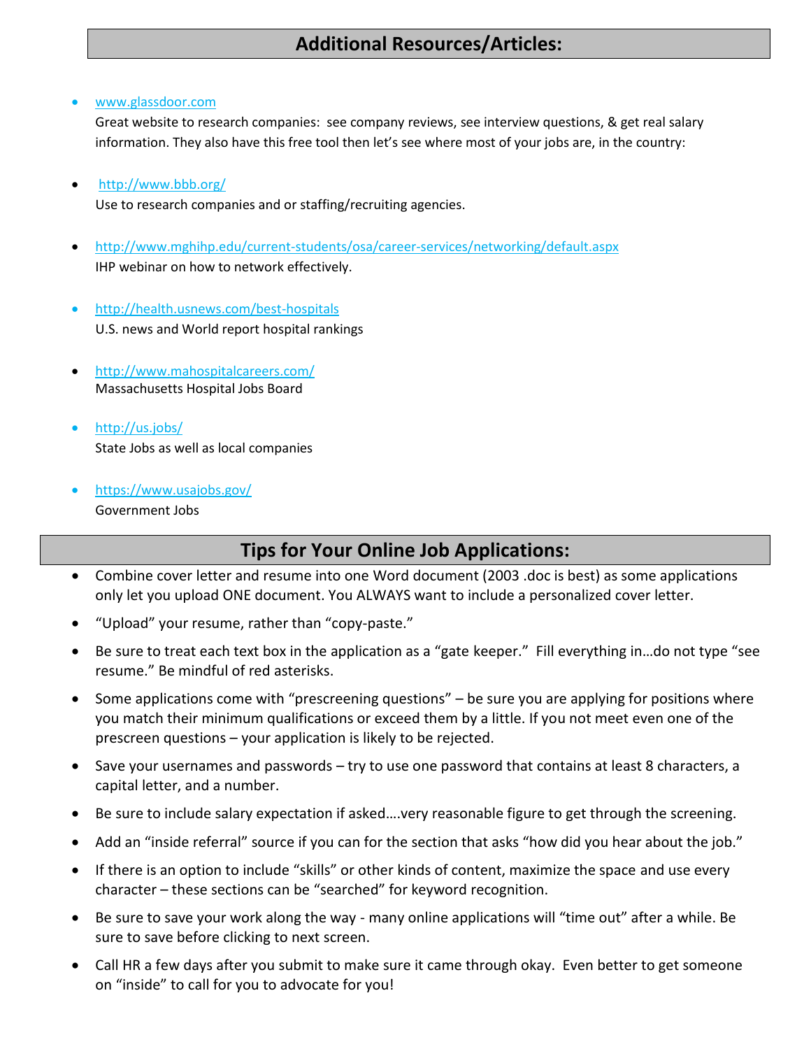## Additional Resources/Articles:

- www.glassdoor.com
  Great website to research companies: see company reviews, see interview questions, & get real salary information. They also have this free tool then let's see where most of your jobs are, in the country:

- http://www.bbb.org/
  Use to research companies and or staffing/recruiting agencies.

- http://www.mghihp.edu/current-students/osa/career-services/networking/default.aspx
  IHP webinar on how to network effectively.

- http://health.usnews.com/best-hospitals
  U.S. news and World report hospital rankings

- http://www.mahospitalcareers.com/
  Massachusetts Hospital Jobs Board

- http://us.jobs/
  State Jobs as well as local companies

- https://www.usajobs.gov/
  Government Jobs

## Tips for Your Online Job Applications:

- Combine cover letter and resume into one Word document (2003 .doc is best) as some applications only let you upload ONE document. You ALWAYS want to include a personalized cover letter.
- "Upload" your resume, rather than "copy-paste."
- Be sure to treat each text box in the application as a "gate keeper." Fill everything in…do not type "see resume." Be mindful of red asterisks.
- Some applications come with "prescreening questions" – be sure you are applying for positions where you match their minimum qualifications or exceed them by a little. If you not meet even one of the prescreen questions – your application is likely to be rejected.
- Save your usernames and passwords – try to use one password that contains at least 8 characters, a capital letter, and a number.
- Be sure to include salary expectation if asked….very reasonable figure to get through the screening.
- Add an "inside referral" source if you can for the section that asks "how did you hear about the job."
- If there is an option to include "skills" or other kinds of content, maximize the space and use every character – these sections can be "searched" for keyword recognition.
- Be sure to save your work along the way - many online applications will "time out" after a while. Be sure to save before clicking to next screen.
- Call HR a few days after you submit to make sure it came through okay. Even better to get someone on "inside" to call for you to advocate for you!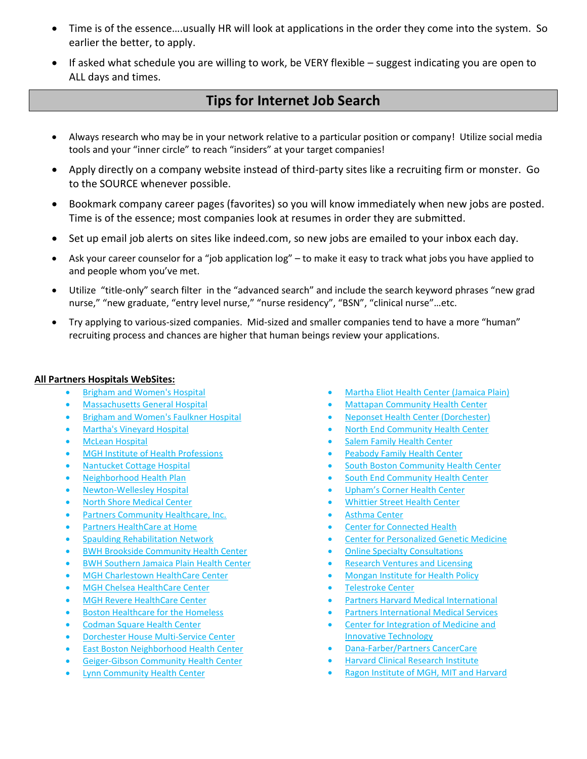- Time is of the essence….usually HR will look at applications in the order they come into the system. So earlier the better, to apply.
- If asked what schedule you are willing to work, be VERY flexible – suggest indicating you are open to ALL days and times.

## Tips for Internet Job Search

- Always research who may be in your network relative to a particular position or company! Utilize social media tools and your "inner circle" to reach "insiders" at your target companies!
- Apply directly on a company website instead of third-party sites like a recruiting firm or monster. Go to the SOURCE whenever possible.
- Bookmark company career pages (favorites) so you will know immediately when new jobs are posted. Time is of the essence; most companies look at resumes in order they are submitted.
- Set up email job alerts on sites like indeed.com, so new jobs are emailed to your inbox each day.
- Ask your career counselor for a "job application log" – to make it easy to track what jobs you have applied to and people whom you've met.
- Utilize "title-only" search filter in the "advanced search" and include the search keyword phrases "new grad nurse," "new graduate, "entry level nurse," "nurse residency", "BSN", "clinical nurse"…etc.
- Try applying to various-sized companies. Mid-sized and smaller companies tend to have a more "human" recruiting process and chances are higher that human beings review your applications.

**All Partners Hospitals WebSites:**

- Brigham and Women's Hospital
- Massachusetts General Hospital
- Brigham and Women's Faulkner Hospital
- Martha's Vineyard Hospital
- McLean Hospital
- MGH Institute of Health Professions
- Nantucket Cottage Hospital
- Neighborhood Health Plan
- Newton-Wellesley Hospital
- North Shore Medical Center
- Partners Community Healthcare, Inc.
- Partners HealthCare at Home
- Spaulding Rehabilitation Network
- BWH Brookside Community Health Center
- BWH Southern Jamaica Plain Health Center
- MGH Charlestown HealthCare Center
- MGH Chelsea HealthCare Center
- MGH Revere HealthCare Center
- Boston Healthcare for the Homeless
- Codman Square Health Center
- Dorchester House Multi-Service Center
- East Boston Neighborhood Health Center
- Geiger-Gibson Community Health Center
- Lynn Community Health Center
- Martha Eliot Health Center (Jamaica Plain)
- Mattapan Community Health Center
- Neponset Health Center (Dorchester)
- North End Community Health Center
- Salem Family Health Center
- Peabody Family Health Center
- South Boston Community Health Center
- South End Community Health Center
- Upham's Corner Health Center
- Whittier Street Health Center
- Asthma Center
- Center for Connected Health
- Center for Personalized Genetic Medicine
- Online Specialty Consultations
- Research Ventures and Licensing
- Mongan Institute for Health Policy
- Telestroke Center
- Partners Harvard Medical International
- Partners International Medical Services
- Center for Integration of Medicine and Innovative Technology
- Dana-Farber/Partners CancerCare
- Harvard Clinical Research Institute
- Ragon Institute of MGH, MIT and Harvard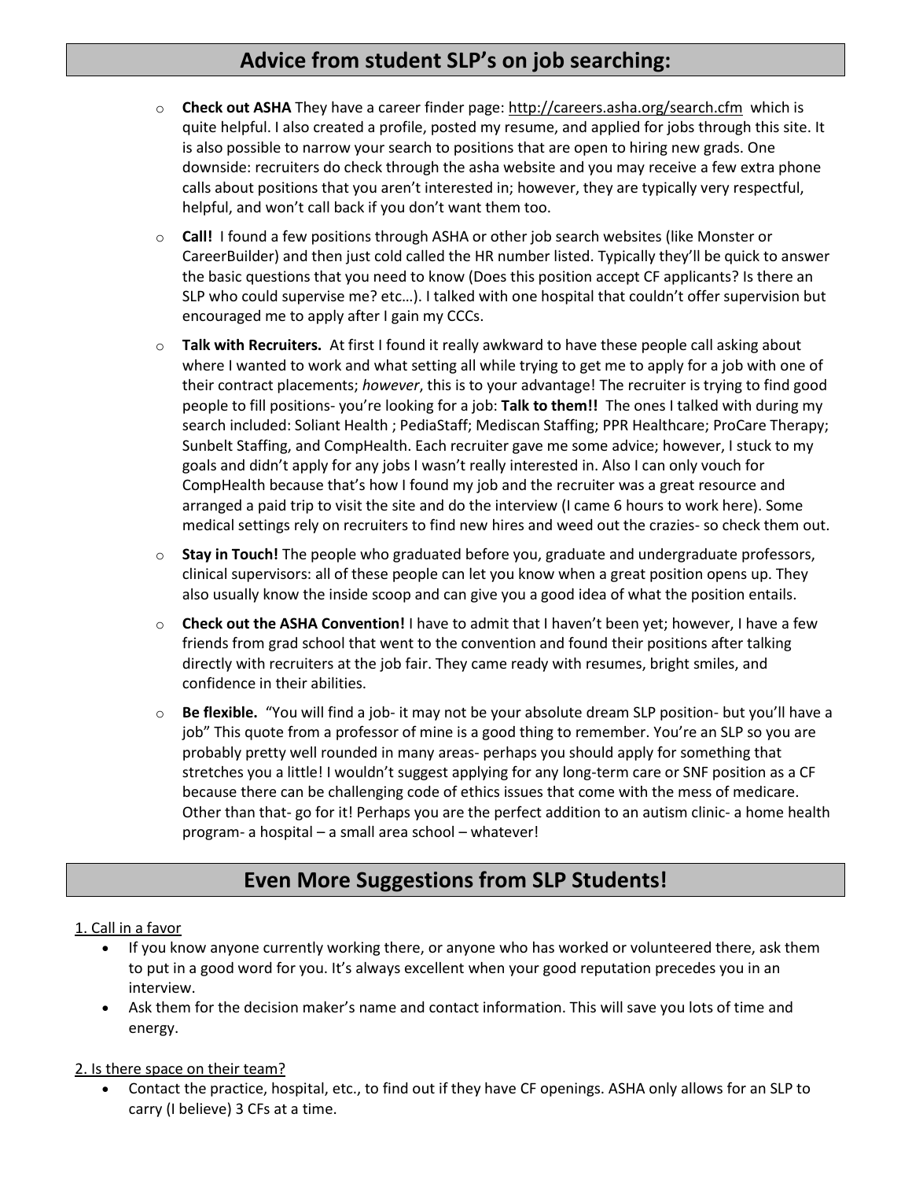## Advice from student SLP's on job searching:

- **Check out ASHA** They have a career finder page: http://careers.asha.org/search.cfm which is quite helpful. I also created a profile, posted my resume, and applied for jobs through this site. It is also possible to narrow your search to positions that are open to hiring new grads. One downside: recruiters do check through the asha website and you may receive a few extra phone calls about positions that you aren't interested in; however, they are typically very respectful, helpful, and won't call back if you don't want them too.
- **Call!** I found a few positions through ASHA or other job search websites (like Monster or CareerBuilder) and then just cold called the HR number listed. Typically they'll be quick to answer the basic questions that you need to know (Does this position accept CF applicants? Is there an SLP who could supervise me? etc…). I talked with one hospital that couldn't offer supervision but encouraged me to apply after I gain my CCCs.
- **Talk with Recruiters.** At first I found it really awkward to have these people call asking about where I wanted to work and what setting all while trying to get me to apply for a job with one of their contract placements; *however*, this is to your advantage! The recruiter is trying to find good people to fill positions- you're looking for a job: **Talk to them!!** The ones I talked with during my search included: Soliant Health ; PediaStaff; Mediscan Staffing; PPR Healthcare; ProCare Therapy; Sunbelt Staffing, and CompHealth. Each recruiter gave me some advice; however, I stuck to my goals and didn't apply for any jobs I wasn't really interested in. Also I can only vouch for CompHealth because that's how I found my job and the recruiter was a great resource and arranged a paid trip to visit the site and do the interview (I came 6 hours to work here). Some medical settings rely on recruiters to find new hires and weed out the crazies- so check them out.
- **Stay in Touch!** The people who graduated before you, graduate and undergraduate professors, clinical supervisors: all of these people can let you know when a great position opens up. They also usually know the inside scoop and can give you a good idea of what the position entails.
- **Check out the ASHA Convention!** I have to admit that I haven't been yet; however, I have a few friends from grad school that went to the convention and found their positions after talking directly with recruiters at the job fair. They came ready with resumes, bright smiles, and confidence in their abilities.
- **Be flexible.** "You will find a job- it may not be your absolute dream SLP position- but you'll have a job" This quote from a professor of mine is a good thing to remember. You're an SLP so you are probably pretty well rounded in many areas- perhaps you should apply for something that stretches you a little! I wouldn't suggest applying for any long-term care or SNF position as a CF because there can be challenging code of ethics issues that come with the mess of medicare. Other than that- go for it! Perhaps you are the perfect addition to an autism clinic- a home health program- a hospital – a small area school – whatever!

## Even More Suggestions from SLP Students!

1. Call in a favor

- If you know anyone currently working there, or anyone who has worked or volunteered there, ask them to put in a good word for you. It's always excellent when your good reputation precedes you in an interview.
- Ask them for the decision maker's name and contact information. This will save you lots of time and energy.

2. Is there space on their team?

- Contact the practice, hospital, etc., to find out if they have CF openings. ASHA only allows for an SLP to carry (I believe) 3 CFs at a time.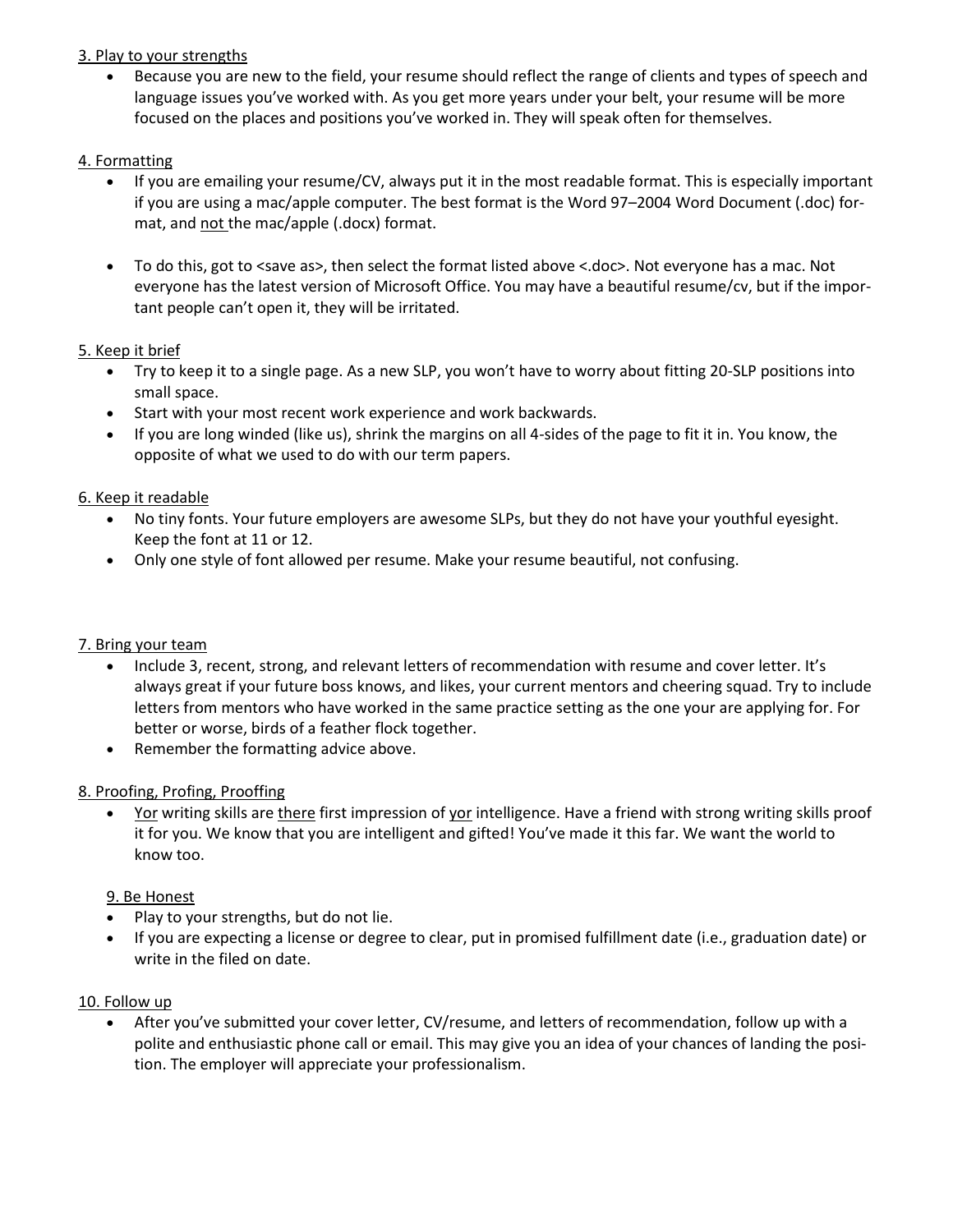<u>3. Play to your strengths</u>

- Because you are new to the field, your resume should reflect the range of clients and types of speech and language issues you've worked with. As you get more years under your belt, your resume will be more focused on the places and positions you've worked in. They will speak often for themselves.

<u>4. Formatting</u>

- If you are emailing your resume/CV, always put it in the most readable format. This is especially important if you are using a mac/apple computer. The best format is the Word 97–2004 Word Document (.doc) format, and <u>not</u> the mac/apple (.docx) format.

- To do this, got to <save as>, then select the format listed above <.doc>. Not everyone has a mac. Not everyone has the latest version of Microsoft Office. You may have a beautiful resume/cv, but if the important people can't open it, they will be irritated.

<u>5. Keep it brief</u>

- Try to keep it to a single page. As a new SLP, you won't have to worry about fitting 20-SLP positions into small space.
- Start with your most recent work experience and work backwards.
- If you are long winded (like us), shrink the margins on all 4-sides of the page to fit it in. You know, the opposite of what we used to do with our term papers.

<u>6. Keep it readable</u>

- No tiny fonts. Your future employers are awesome SLPs, but they do not have your youthful eyesight. Keep the font at 11 or 12.
- Only one style of font allowed per resume. Make your resume beautiful, not confusing.

<u>7. Bring your team</u>

- Include 3, recent, strong, and relevant letters of recommendation with resume and cover letter. It's always great if your future boss knows, and likes, your current mentors and cheering squad. Try to include letters from mentors who have worked in the same practice setting as the one your are applying for. For better or worse, birds of a feather flock together.
- Remember the formatting advice above.

<u>8. Proofing, Profing, Prooffing</u>

- <u>Yor</u> writing skills are <u>there</u> first impression of <u>yor</u> intelligence. Have a friend with strong writing skills proof it for you. We know that you are intelligent and gifted! You've made it this far. We want the world to know too.

<u>9. Be Honest</u>

- Play to your strengths, but do not lie.
- If you are expecting a license or degree to clear, put in promised fulfillment date (i.e., graduation date) or write in the filed on date.

<u>10. Follow up</u>

- After you've submitted your cover letter, CV/resume, and letters of recommendation, follow up with a polite and enthusiastic phone call or email. This may give you an idea of your chances of landing the position. The employer will appreciate your professionalism.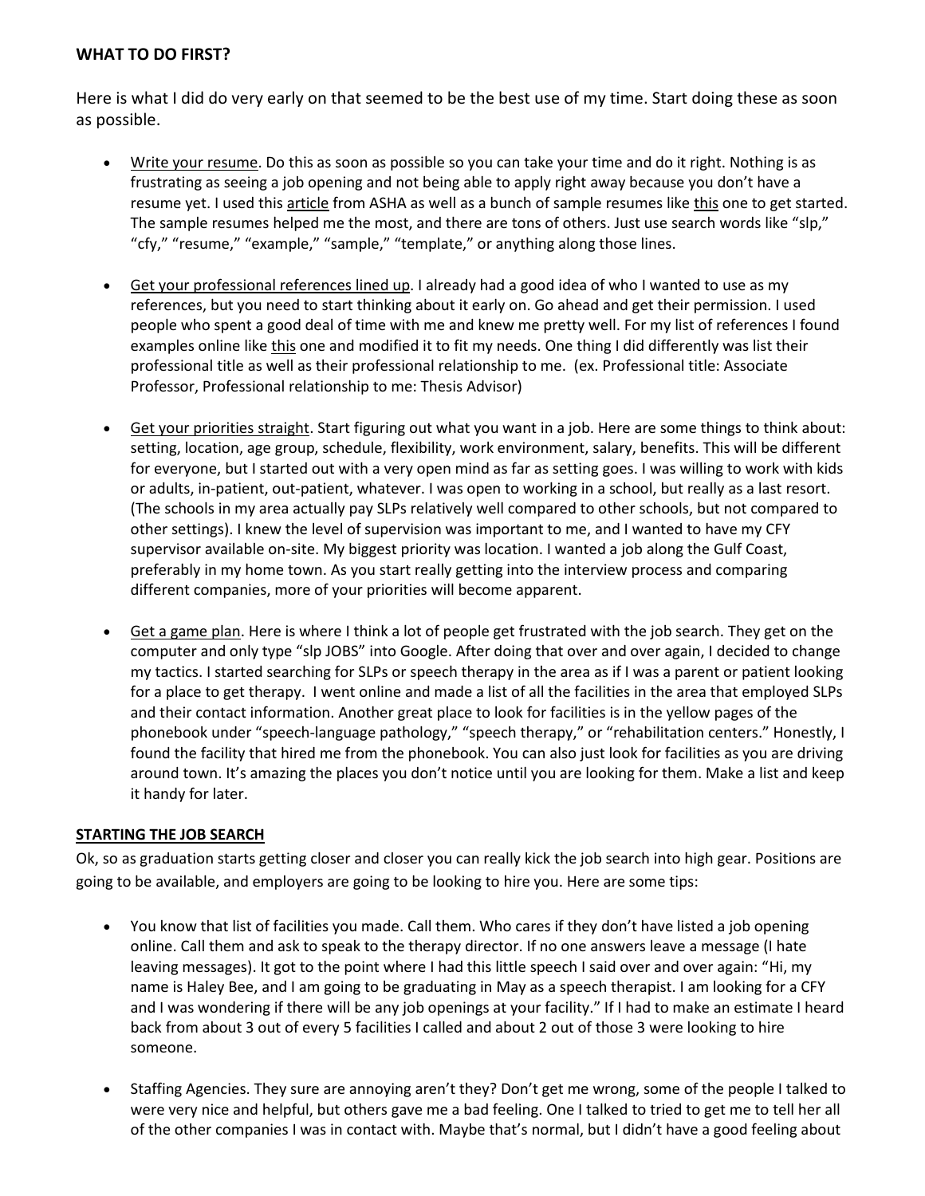**WHAT TO DO FIRST?**

Here is what I did do very early on that seemed to be the best use of my time. Start doing these as soon as possible.

- Write your resume. Do this as soon as possible so you can take your time and do it right. Nothing is as frustrating as seeing a job opening and not being able to apply right away because you don't have a resume yet. I used this article from ASHA as well as a bunch of sample resumes like this one to get started. The sample resumes helped me the most, and there are tons of others. Just use search words like "slp," "cfy," "resume," "example," "sample," "template," or anything along those lines.

- Get your professional references lined up. I already had a good idea of who I wanted to use as my references, but you need to start thinking about it early on. Go ahead and get their permission. I used people who spent a good deal of time with me and knew me pretty well. For my list of references I found examples online like this one and modified it to fit my needs. One thing I did differently was list their professional title as well as their professional relationship to me. (ex. Professional title: Associate Professor, Professional relationship to me: Thesis Advisor)

- Get your priorities straight. Start figuring out what you want in a job. Here are some things to think about: setting, location, age group, schedule, flexibility, work environment, salary, benefits. This will be different for everyone, but I started out with a very open mind as far as setting goes. I was willing to work with kids or adults, in-patient, out-patient, whatever. I was open to working in a school, but really as a last resort. (The schools in my area actually pay SLPs relatively well compared to other schools, but not compared to other settings). I knew the level of supervision was important to me, and I wanted to have my CFY supervisor available on-site. My biggest priority was location. I wanted a job along the Gulf Coast, preferably in my home town. As you start really getting into the interview process and comparing different companies, more of your priorities will become apparent.

- Get a game plan. Here is where I think a lot of people get frustrated with the job search. They get on the computer and only type "slp JOBS" into Google. After doing that over and over again, I decided to change my tactics. I started searching for SLPs or speech therapy in the area as if I was a parent or patient looking for a place to get therapy. I went online and made a list of all the facilities in the area that employed SLPs and their contact information. Another great place to look for facilities is in the yellow pages of the phonebook under "speech-language pathology," "speech therapy," or "rehabilitation centers." Honestly, I found the facility that hired me from the phonebook. You can also just look for facilities as you are driving around town. It's amazing the places you don't notice until you are looking for them. Make a list and keep it handy for later.

**STARTING THE JOB SEARCH**

Ok, so as graduation starts getting closer and closer you can really kick the job search into high gear. Positions are going to be available, and employers are going to be looking to hire you. Here are some tips:

- You know that list of facilities you made. Call them. Who cares if they don't have listed a job opening online. Call them and ask to speak to the therapy director. If no one answers leave a message (I hate leaving messages). It got to the point where I had this little speech I said over and over again: "Hi, my name is Haley Bee, and I am going to be graduating in May as a speech therapist. I am looking for a CFY and I was wondering if there will be any job openings at your facility." If I had to make an estimate I heard back from about 3 out of every 5 facilities I called and about 2 out of those 3 were looking to hire someone.

- Staffing Agencies. They sure are annoying aren't they? Don't get me wrong, some of the people I talked to were very nice and helpful, but others gave me a bad feeling. One I talked to tried to get me to tell her all of the other companies I was in contact with. Maybe that's normal, but I didn't have a good feeling about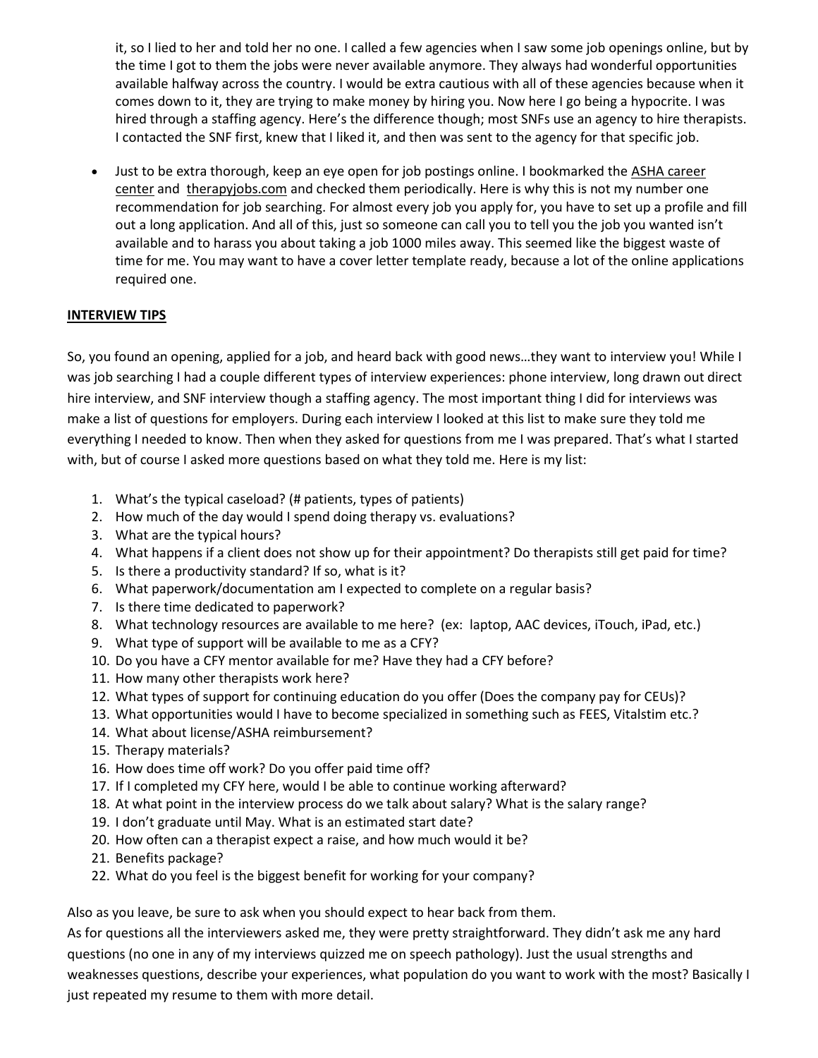it, so I lied to her and told her no one. I called a few agencies when I saw some job openings online, but by the time I got to them the jobs were never available anymore. They always had wonderful opportunities available halfway across the country. I would be extra cautious with all of these agencies because when it comes down to it, they are trying to make money by hiring you. Now here I go being a hypocrite. I was hired through a staffing agency. Here's the difference though; most SNFs use an agency to hire therapists. I contacted the SNF first, knew that I liked it, and then was sent to the agency for that specific job.

- Just to be extra thorough, keep an eye open for job postings online. I bookmarked the ASHA career center and therapyjobs.com and checked them periodically. Here is why this is not my number one recommendation for job searching. For almost every job you apply for, you have to set up a profile and fill out a long application. And all of this, just so someone can call you to tell you the job you wanted isn't available and to harass you about taking a job 1000 miles away. This seemed like the biggest waste of time for me. You may want to have a cover letter template ready, because a lot of the online applications required one.

## INTERVIEW TIPS

So, you found an opening, applied for a job, and heard back with good news…they want to interview you! While I was job searching I had a couple different types of interview experiences: phone interview, long drawn out direct hire interview, and SNF interview though a staffing agency. The most important thing I did for interviews was make a list of questions for employers. During each interview I looked at this list to make sure they told me everything I needed to know. Then when they asked for questions from me I was prepared. That's what I started with, but of course I asked more questions based on what they told me. Here is my list:

1. What's the typical caseload? (# patients, types of patients)
2. How much of the day would I spend doing therapy vs. evaluations?
3. What are the typical hours?
4. What happens if a client does not show up for their appointment? Do therapists still get paid for time?
5. Is there a productivity standard? If so, what is it?
6. What paperwork/documentation am I expected to complete on a regular basis?
7. Is there time dedicated to paperwork?
8. What technology resources are available to me here? (ex: laptop, AAC devices, iTouch, iPad, etc.)
9. What type of support will be available to me as a CFY?
10. Do you have a CFY mentor available for me? Have they had a CFY before?
11. How many other therapists work here?
12. What types of support for continuing education do you offer (Does the company pay for CEUs)?
13. What opportunities would I have to become specialized in something such as FEES, Vitalstim etc.?
14. What about license/ASHA reimbursement?
15. Therapy materials?
16. How does time off work? Do you offer paid time off?
17. If I completed my CFY here, would I be able to continue working afterward?
18. At what point in the interview process do we talk about salary? What is the salary range?
19. I don't graduate until May. What is an estimated start date?
20. How often can a therapist expect a raise, and how much would it be?
21. Benefits package?
22. What do you feel is the biggest benefit for working for your company?

Also as you leave, be sure to ask when you should expect to hear back from them.

As for questions all the interviewers asked me, they were pretty straightforward. They didn't ask me any hard questions (no one in any of my interviews quizzed me on speech pathology). Just the usual strengths and weaknesses questions, describe your experiences, what population do you want to work with the most? Basically I just repeated my resume to them with more detail.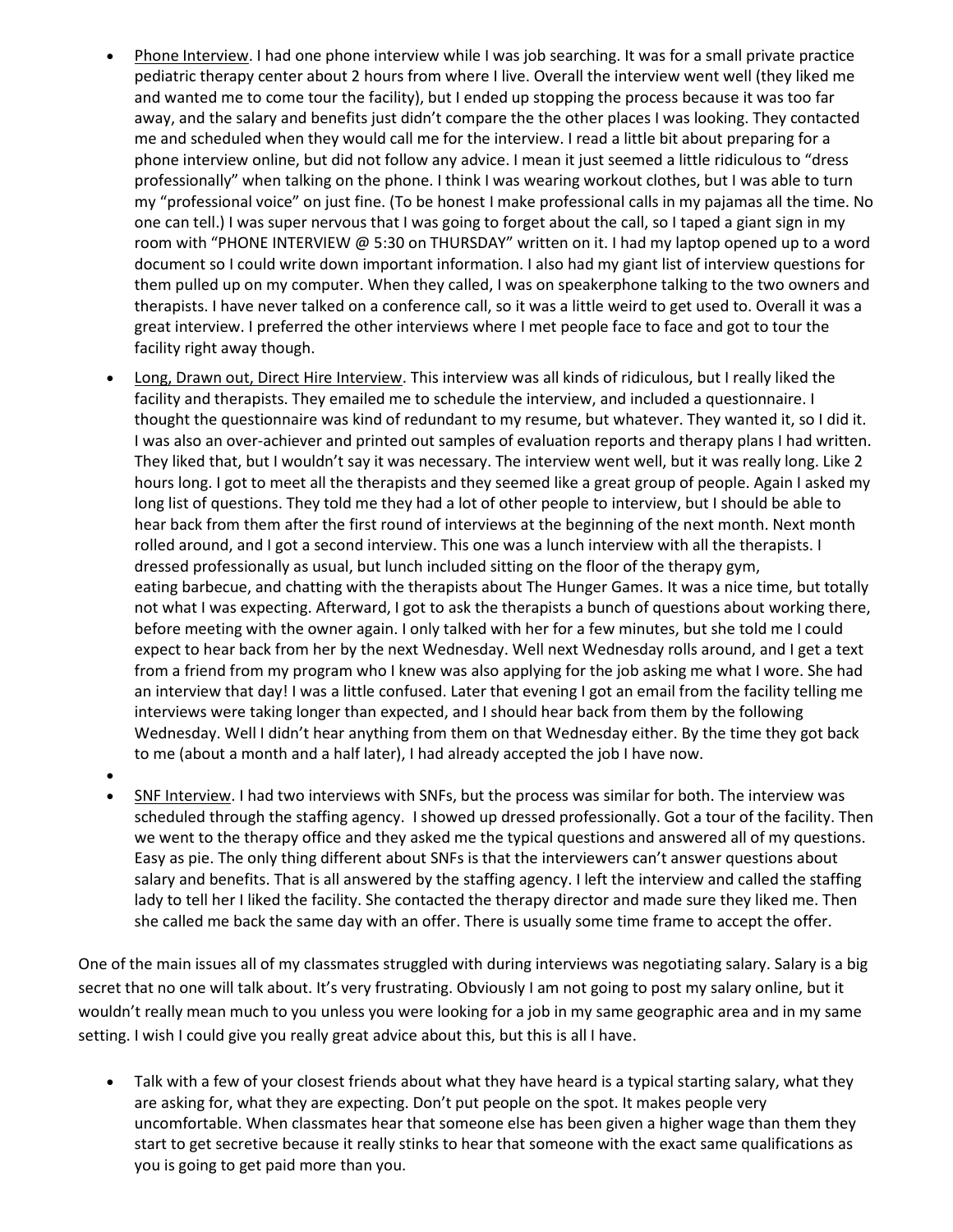- Phone Interview. I had one phone interview while I was job searching. It was for a small private practice pediatric therapy center about 2 hours from where I live. Overall the interview went well (they liked me and wanted me to come tour the facility), but I ended up stopping the process because it was too far away, and the salary and benefits just didn't compare the the other places I was looking. They contacted me and scheduled when they would call me for the interview. I read a little bit about preparing for a phone interview online, but did not follow any advice. I mean it just seemed a little ridiculous to "dress professionally" when talking on the phone. I think I was wearing workout clothes, but I was able to turn my "professional voice" on just fine. (To be honest I make professional calls in my pajamas all the time. No one can tell.) I was super nervous that I was going to forget about the call, so I taped a giant sign in my room with "PHONE INTERVIEW @ 5:30 on THURSDAY" written on it. I had my laptop opened up to a word document so I could write down important information. I also had my giant list of interview questions for them pulled up on my computer. When they called, I was on speakerphone talking to the two owners and therapists. I have never talked on a conference call, so it was a little weird to get used to. Overall it was a great interview. I preferred the other interviews where I met people face to face and got to tour the facility right away though.
- Long, Drawn out, Direct Hire Interview. This interview was all kinds of ridiculous, but I really liked the facility and therapists. They emailed me to schedule the interview, and included a questionnaire. I thought the questionnaire was kind of redundant to my resume, but whatever. They wanted it, so I did it. I was also an over-achiever and printed out samples of evaluation reports and therapy plans I had written. They liked that, but I wouldn't say it was necessary. The interview went well, but it was really long. Like 2 hours long. I got to meet all the therapists and they seemed like a great group of people. Again I asked my long list of questions. They told me they had a lot of other people to interview, but I should be able to hear back from them after the first round of interviews at the beginning of the next month. Next month rolled around, and I got a second interview. This one was a lunch interview with all the therapists. I dressed professionally as usual, but lunch included sitting on the floor of the therapy gym, eating barbecue, and chatting with the therapists about The Hunger Games. It was a nice time, but totally not what I was expecting. Afterward, I got to ask the therapists a bunch of questions about working there, before meeting with the owner again. I only talked with her for a few minutes, but she told me I could expect to hear back from her by the next Wednesday. Well next Wednesday rolls around, and I get a text from a friend from my program who I knew was also applying for the job asking me what I wore. She had an interview that day! I was a little confused. Later that evening I got an email from the facility telling me interviews were taking longer than expected, and I should hear back from them by the following Wednesday. Well I didn't hear anything from them on that Wednesday either. By the time they got back to me (about a month and a half later), I had already accepted the job I have now.
- SNF Interview. I had two interviews with SNFs, but the process was similar for both. The interview was scheduled through the staffing agency. I showed up dressed professionally. Got a tour of the facility. Then we went to the therapy office and they asked me the typical questions and answered all of my questions. Easy as pie. The only thing different about SNFs is that the interviewers can't answer questions about salary and benefits. That is all answered by the staffing agency. I left the interview and called the staffing lady to tell her I liked the facility. She contacted the therapy director and made sure they liked me. Then she called me back the same day with an offer. There is usually some time frame to accept the offer.

One of the main issues all of my classmates struggled with during interviews was negotiating salary. Salary is a big secret that no one will talk about. It's very frustrating. Obviously I am not going to post my salary online, but it wouldn't really mean much to you unless you were looking for a job in my same geographic area and in my same setting. I wish I could give you really great advice about this, but this is all I have.

- Talk with a few of your closest friends about what they have heard is a typical starting salary, what they are asking for, what they are expecting. Don't put people on the spot. It makes people very uncomfortable. When classmates hear that someone else has been given a higher wage than them they start to get secretive because it really stinks to hear that someone with the exact same qualifications as you is going to get paid more than you.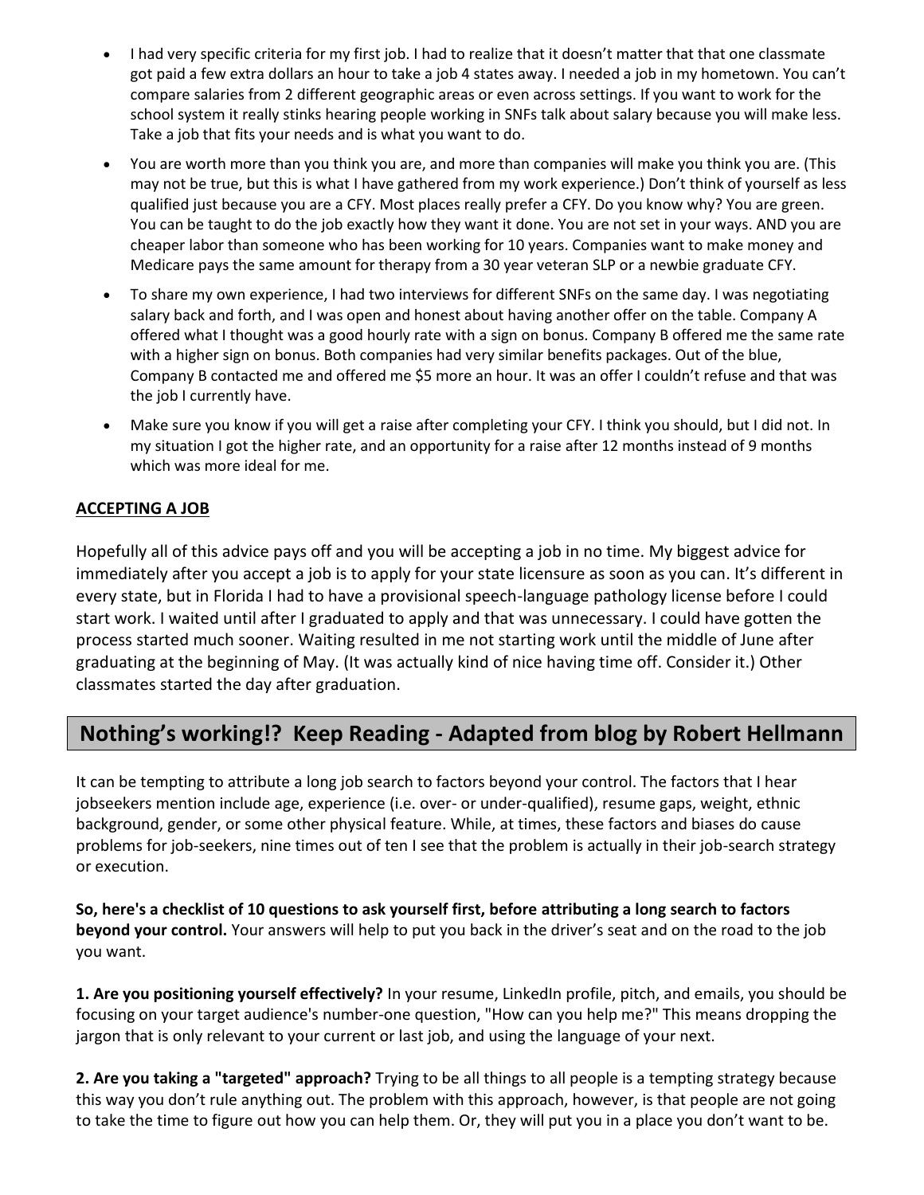- I had very specific criteria for my first job. I had to realize that it doesn't matter that that one classmate got paid a few extra dollars an hour to take a job 4 states away. I needed a job in my hometown. You can't compare salaries from 2 different geographic areas or even across settings. If you want to work for the school system it really stinks hearing people working in SNFs talk about salary because you will make less. Take a job that fits your needs and is what you want to do.
- You are worth more than you think you are, and more than companies will make you think you are. (This may not be true, but this is what I have gathered from my work experience.) Don't think of yourself as less qualified just because you are a CFY. Most places really prefer a CFY. Do you know why? You are green. You can be taught to do the job exactly how they want it done. You are not set in your ways. AND you are cheaper labor than someone who has been working for 10 years. Companies want to make money and Medicare pays the same amount for therapy from a 30 year veteran SLP or a newbie graduate CFY.
- To share my own experience, I had two interviews for different SNFs on the same day. I was negotiating salary back and forth, and I was open and honest about having another offer on the table. Company A offered what I thought was a good hourly rate with a sign on bonus. Company B offered me the same rate with a higher sign on bonus. Both companies had very similar benefits packages. Out of the blue, Company B contacted me and offered me $5 more an hour. It was an offer I couldn't refuse and that was the job I currently have.
- Make sure you know if you will get a raise after completing your CFY. I think you should, but I did not. In my situation I got the higher rate, and an opportunity for a raise after 12 months instead of 9 months which was more ideal for me.

**ACCEPTING A JOB**

Hopefully all of this advice pays off and you will be accepting a job in no time. My biggest advice for immediately after you accept a job is to apply for your state licensure as soon as you can. It's different in every state, but in Florida I had to have a provisional speech-language pathology license before I could start work. I waited until after I graduated to apply and that was unnecessary. I could have gotten the process started much sooner. Waiting resulted in me not starting work until the middle of June after graduating at the beginning of May. (It was actually kind of nice having time off. Consider it.) Other classmates started the day after graduation.

## Nothing's working!? Keep Reading - Adapted from blog by Robert Hellmann

It can be tempting to attribute a long job search to factors beyond your control. The factors that I hear jobseekers mention include age, experience (i.e. over- or under-qualified), resume gaps, weight, ethnic background, gender, or some other physical feature. While, at times, these factors and biases do cause problems for job-seekers, nine times out of ten I see that the problem is actually in their job-search strategy or execution.

**So, here's a checklist of 10 questions to ask yourself first, before attributing a long search to factors beyond your control.** Your answers will help to put you back in the driver's seat and on the road to the job you want.

**1. Are you positioning yourself effectively?** In your resume, LinkedIn profile, pitch, and emails, you should be focusing on your target audience's number-one question, "How can you help me?" This means dropping the jargon that is only relevant to your current or last job, and using the language of your next.

**2. Are you taking a "targeted" approach?** Trying to be all things to all people is a tempting strategy because this way you don't rule anything out. The problem with this approach, however, is that people are not going to take the time to figure out how you can help them. Or, they will put you in a place you don't want to be.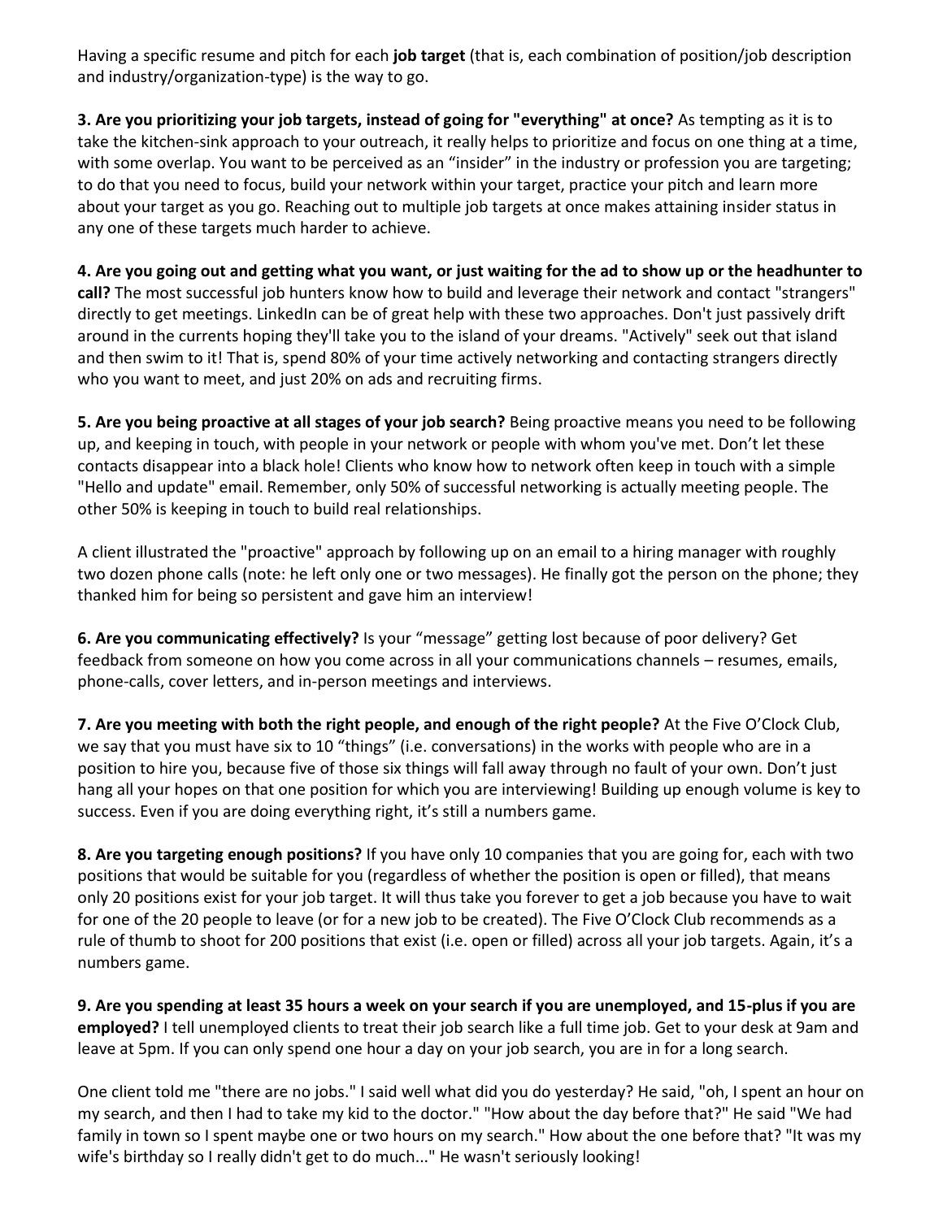Having a specific resume and pitch for each **job target** (that is, each combination of position/job description and industry/organization-type) is the way to go.

**3. Are you prioritizing your job targets, instead of going for "everything" at once?** As tempting as it is to take the kitchen-sink approach to your outreach, it really helps to prioritize and focus on one thing at a time, with some overlap. You want to be perceived as an "insider" in the industry or profession you are targeting; to do that you need to focus, build your network within your target, practice your pitch and learn more about your target as you go. Reaching out to multiple job targets at once makes attaining insider status in any one of these targets much harder to achieve.

**4. Are you going out and getting what you want, or just waiting for the ad to show up or the headhunter to call?** The most successful job hunters know how to build and leverage their network and contact "strangers" directly to get meetings. LinkedIn can be of great help with these two approaches. Don't just passively drift around in the currents hoping they'll take you to the island of your dreams. "Actively" seek out that island and then swim to it! That is, spend 80% of your time actively networking and contacting strangers directly who you want to meet, and just 20% on ads and recruiting firms.

**5. Are you being proactive at all stages of your job search?** Being proactive means you need to be following up, and keeping in touch, with people in your network or people with whom you've met. Don't let these contacts disappear into a black hole! Clients who know how to network often keep in touch with a simple "Hello and update" email. Remember, only 50% of successful networking is actually meeting people. The other 50% is keeping in touch to build real relationships.

A client illustrated the "proactive" approach by following up on an email to a hiring manager with roughly two dozen phone calls (note: he left only one or two messages). He finally got the person on the phone; they thanked him for being so persistent and gave him an interview!

**6. Are you communicating effectively?** Is your "message" getting lost because of poor delivery? Get feedback from someone on how you come across in all your communications channels – resumes, emails, phone-calls, cover letters, and in-person meetings and interviews.

**7. Are you meeting with both the right people, and enough of the right people?** At the Five O'Clock Club, we say that you must have six to 10 "things" (i.e. conversations) in the works with people who are in a position to hire you, because five of those six things will fall away through no fault of your own. Don't just hang all your hopes on that one position for which you are interviewing! Building up enough volume is key to success. Even if you are doing everything right, it's still a numbers game.

**8. Are you targeting enough positions?** If you have only 10 companies that you are going for, each with two positions that would be suitable for you (regardless of whether the position is open or filled), that means only 20 positions exist for your job target. It will thus take you forever to get a job because you have to wait for one of the 20 people to leave (or for a new job to be created). The Five O'Clock Club recommends as a rule of thumb to shoot for 200 positions that exist (i.e. open or filled) across all your job targets. Again, it's a numbers game.

**9. Are you spending at least 35 hours a week on your search if you are unemployed, and 15-plus if you are employed?** I tell unemployed clients to treat their job search like a full time job. Get to your desk at 9am and leave at 5pm. If you can only spend one hour a day on your job search, you are in for a long search.

One client told me "there are no jobs." I said well what did you do yesterday? He said, "oh, I spent an hour on my search, and then I had to take my kid to the doctor." "How about the day before that?" He said "We had family in town so I spent maybe one or two hours on my search." How about the one before that? "It was my wife's birthday so I really didn't get to do much..." He wasn't seriously looking!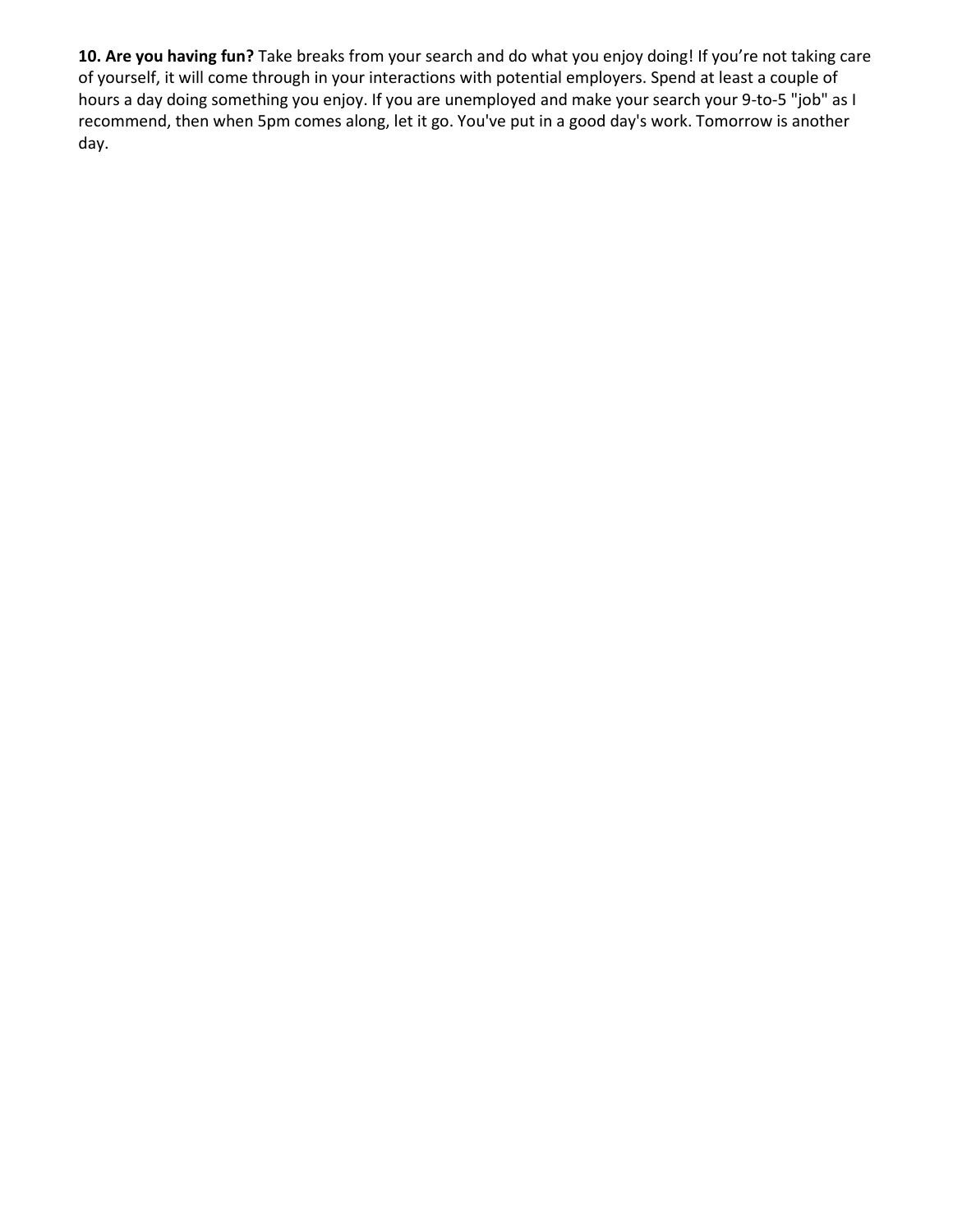**10. Are you having fun?** Take breaks from your search and do what you enjoy doing! If you're not taking care of yourself, it will come through in your interactions with potential employers. Spend at least a couple of hours a day doing something you enjoy. If you are unemployed and make your search your 9-to-5 "job" as I recommend, then when 5pm comes along, let it go. You've put in a good day's work. Tomorrow is another day.